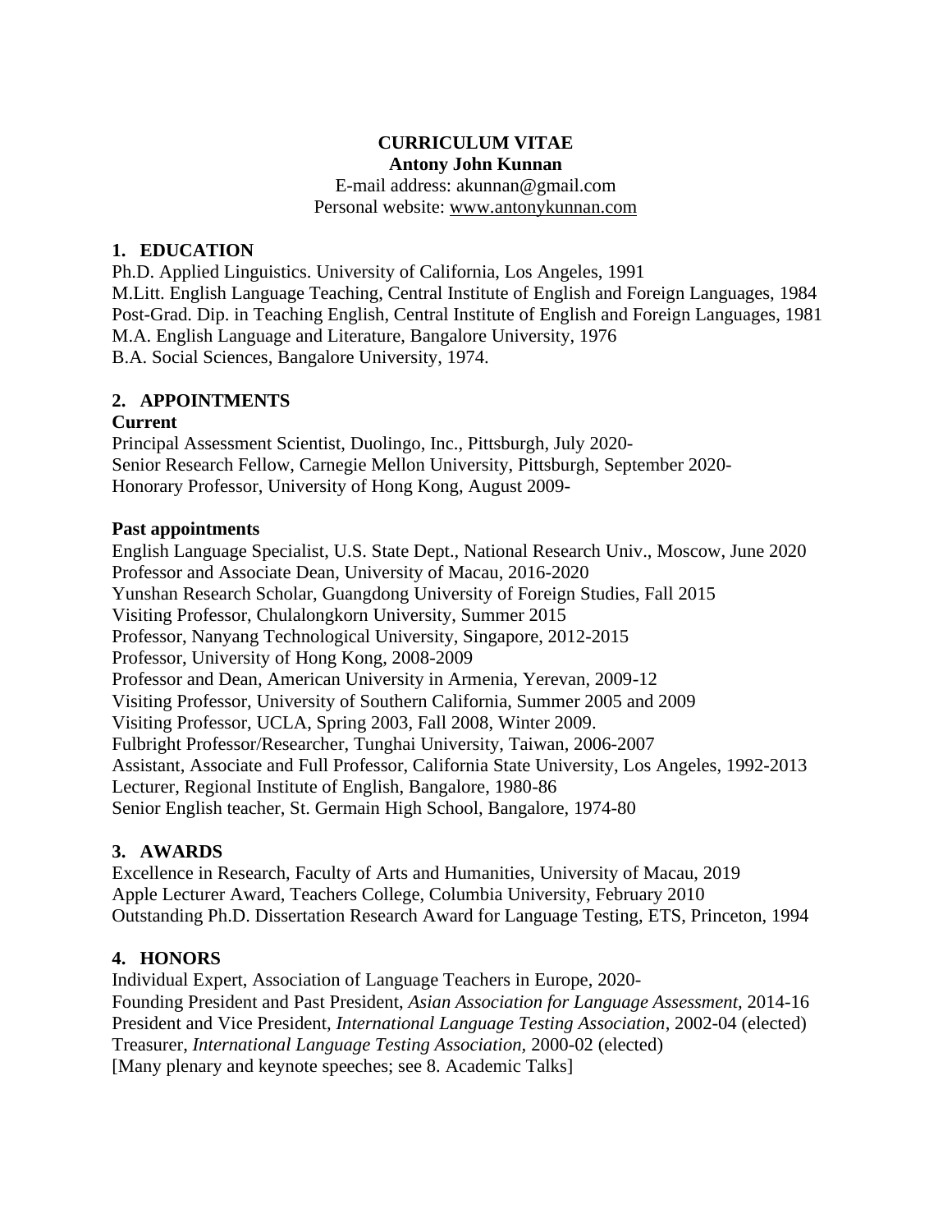# CURRICULUM VITAE

**Antony John Kunnan**

E-mail address: akunnan@gmail.com

Personal website: www.antonykunnan.com

## 1. EDUCATION

Ph.D. Applied Linguistics. University of California, Los Angeles, 1991
M.Litt. English Language Teaching, Central Institute of English and Foreign Languages, 1984
Post-Grad. Dip. in Teaching English, Central Institute of English and Foreign Languages, 1981
M.A. English Language and Literature, Bangalore University, 1976
B.A. Social Sciences, Bangalore University, 1974.

## 2. APPOINTMENTS

### Current

Principal Assessment Scientist, Duolingo, Inc., Pittsburgh, July 2020-
Senior Research Fellow, Carnegie Mellon University, Pittsburgh, September 2020-
Honorary Professor, University of Hong Kong, August 2009-

### Past appointments

English Language Specialist, U.S. State Dept., National Research Univ., Moscow, June 2020
Professor and Associate Dean, University of Macau, 2016-2020
Yunshan Research Scholar, Guangdong University of Foreign Studies, Fall 2015
Visiting Professor, Chulalongkorn University, Summer 2015
Professor, Nanyang Technological University, Singapore, 2012-2015
Professor, University of Hong Kong, 2008-2009
Professor and Dean, American University in Armenia, Yerevan, 2009-12
Visiting Professor, University of Southern California, Summer 2005 and 2009
Visiting Professor, UCLA, Spring 2003, Fall 2008, Winter 2009.
Fulbright Professor/Researcher, Tunghai University, Taiwan, 2006-2007
Assistant, Associate and Full Professor, California State University, Los Angeles, 1992-2013
Lecturer, Regional Institute of English, Bangalore, 1980-86
Senior English teacher, St. Germain High School, Bangalore, 1974-80

## 3. AWARDS

Excellence in Research, Faculty of Arts and Humanities, University of Macau, 2019
Apple Lecturer Award, Teachers College, Columbia University, February 2010
Outstanding Ph.D. Dissertation Research Award for Language Testing, ETS, Princeton, 1994

## 4. HONORS

Individual Expert, Association of Language Teachers in Europe, 2020-
Founding President and Past President, *Asian Association for Language Assessment*, 2014-16
President and Vice President, *International Language Testing Association*, 2002-04 (elected)
Treasurer, *International Language Testing Association*, 2000-02 (elected)
[Many plenary and keynote speeches; see 8. Academic Talks]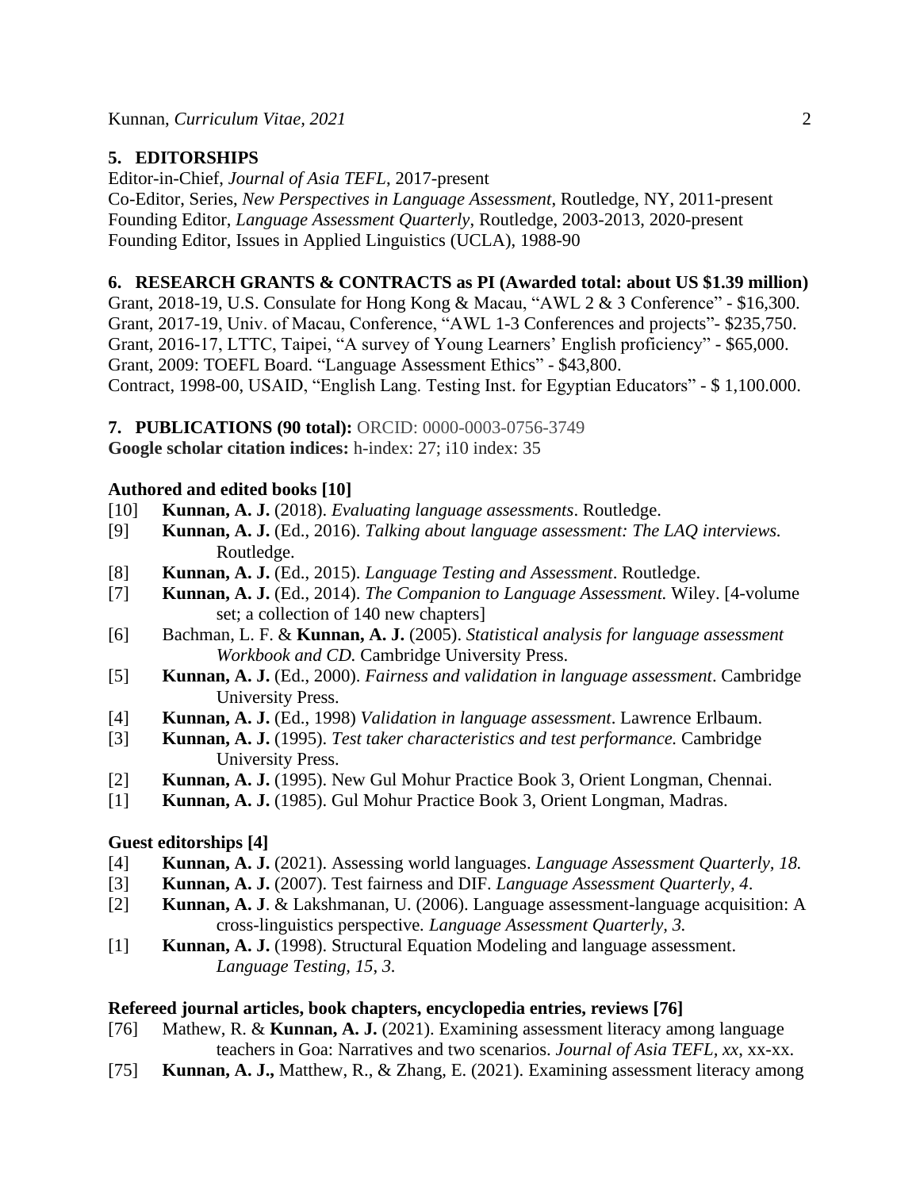## 5. EDITORSHIPS

Editor-in-Chief, *Journal of Asia TEFL*, 2017-present
Co-Editor, Series, *New Perspectives in Language Assessment*, Routledge, NY, 2011-present
Founding Editor, *Language Assessment Quarterly*, Routledge, 2003-2013, 2020-present
Founding Editor, Issues in Applied Linguistics (UCLA), 1988-90

## 6. RESEARCH GRANTS & CONTRACTS as PI (Awarded total: about US $1.39 million)

Grant, 2018-19, U.S. Consulate for Hong Kong & Macau, "AWL 2 & 3 Conference" - $16,300.
Grant, 2017-19, Univ. of Macau, Conference, "AWL 1-3 Conferences and projects"- $235,750.
Grant, 2016-17, LTTC, Taipei, "A survey of Young Learners' English proficiency" - $65,000.
Grant, 2009: TOEFL Board. "Language Assessment Ethics" - $43,800.
Contract, 1998-00, USAID, "English Lang. Testing Inst. for Egyptian Educators" - $ 1,100.000.

## 7. PUBLICATIONS (90 total): ORCID: 0000-0003-0756-3749

**Google scholar citation indices:** h-index: 27; i10 index: 35

### Authored and edited books [10]

[10] **Kunnan, A. J.** (2018). *Evaluating language assessments*. Routledge.
[9] **Kunnan, A. J.** (Ed., 2016). *Talking about language assessment: The LAQ interviews.* Routledge.
[8] **Kunnan, A. J.** (Ed., 2015). *Language Testing and Assessment*. Routledge.
[7] **Kunnan, A. J.** (Ed., 2014). *The Companion to Language Assessment.* Wiley. [4-volume set; a collection of 140 new chapters]
[6] Bachman, L. F. & **Kunnan, A. J.** (2005). *Statistical analysis for language assessment Workbook and CD.* Cambridge University Press.
[5] **Kunnan, A. J.** (Ed., 2000). *Fairness and validation in language assessment*. Cambridge University Press.
[4] **Kunnan, A. J.** (Ed., 1998) *Validation in language assessment*. Lawrence Erlbaum.
[3] **Kunnan, A. J.** (1995). *Test taker characteristics and test performance.* Cambridge University Press.
[2] **Kunnan, A. J.** (1995). New Gul Mohur Practice Book 3, Orient Longman, Chennai.
[1] **Kunnan, A. J.** (1985). Gul Mohur Practice Book 3, Orient Longman, Madras.

### Guest editorships [4]

[4] **Kunnan, A. J.** (2021). Assessing world languages. *Language Assessment Quarterly, 18.*
[3] **Kunnan, A. J.** (2007). Test fairness and DIF. *Language Assessment Quarterly, 4*.
[2] **Kunnan, A. J**. & Lakshmanan, U. (2006). Language assessment-language acquisition: A cross-linguistics perspective. *Language Assessment Quarterly, 3.*
[1] **Kunnan, A. J.** (1998). Structural Equation Modeling and language assessment. *Language Testing, 15, 3.*

### Refereed journal articles, book chapters, encyclopedia entries, reviews [76]

[76] Mathew, R. & **Kunnan, A. J.** (2021). Examining assessment literacy among language teachers in Goa: Narratives and two scenarios. *Journal of Asia TEFL, xx,* xx-xx.
[75] **Kunnan, A. J.,** Matthew, R., & Zhang, E. (2021). Examining assessment literacy among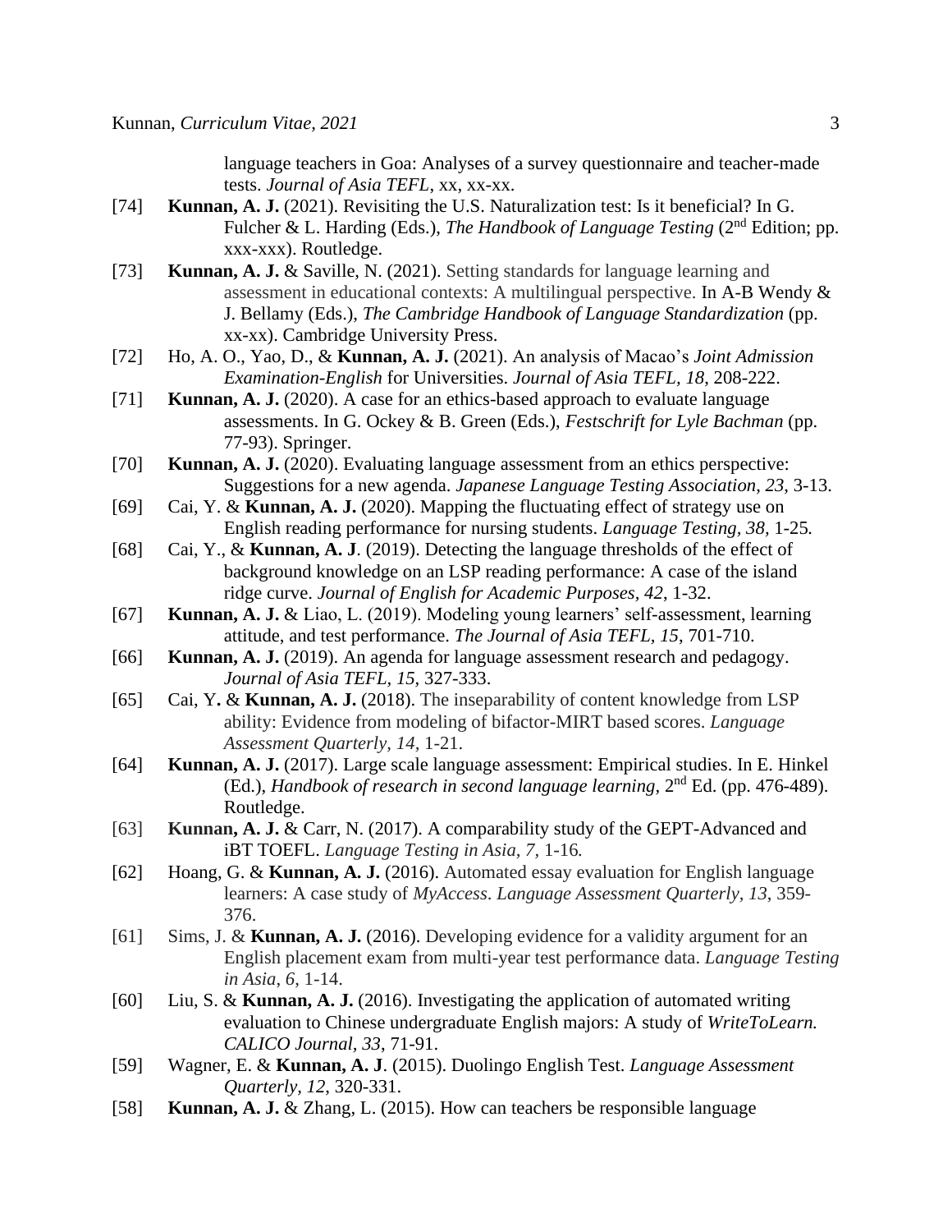language teachers in Goa: Analyses of a survey questionnaire and teacher-made tests. *Journal of Asia TEFL*, xx, xx-xx.

[74] **Kunnan, A. J.** (2021). Revisiting the U.S. Naturalization test: Is it beneficial? In G. Fulcher & L. Harding (Eds.), *The Handbook of Language Testing* (2nd Edition; pp. xxx-xxx). Routledge.

[73] **Kunnan, A. J.** & Saville, N. (2021). Setting standards for language learning and assessment in educational contexts: A multilingual perspective. In A-B Wendy & J. Bellamy (Eds.), *The Cambridge Handbook of Language Standardization* (pp. xx-xx). Cambridge University Press.

[72] Ho, A. O., Yao, D., & **Kunnan, A. J.** (2021). An analysis of Macao's *Joint Admission Examination-English* for Universities. *Journal of Asia TEFL, 18*, 208-222.

[71] **Kunnan, A. J.** (2020). A case for an ethics-based approach to evaluate language assessments. In G. Ockey & B. Green (Eds.), *Festschrift for Lyle Bachman* (pp. 77-93). Springer.

[70] **Kunnan, A. J.** (2020). Evaluating language assessment from an ethics perspective: Suggestions for a new agenda. *Japanese Language Testing Association, 23*, 3-13.

[69] Cai, Y. & **Kunnan, A. J.** (2020). Mapping the fluctuating effect of strategy use on English reading performance for nursing students. *Language Testing, 38*, 1-25*.*

[68] Cai, Y., & **Kunnan, A. J**. (2019). Detecting the language thresholds of the effect of background knowledge on an LSP reading performance: A case of the island ridge curve. *Journal of English for Academic Purposes, 42*, 1-32.

[67] **Kunnan, A. J.** & Liao, L. (2019). Modeling young learners' self-assessment, learning attitude, and test performance. *The Journal of Asia TEFL, 15*, 701-710.

[66] **Kunnan, A. J.** (2019). An agenda for language assessment research and pedagogy. *Journal of Asia TEFL, 15*, 327-333.

[65] Cai, Y. & **Kunnan, A. J.** (2018). The inseparability of content knowledge from LSP ability: Evidence from modeling of bifactor-MIRT based scores. *Language Assessment Quarterly, 14*, 1-21.

[64] **Kunnan, A. J.** (2017). Large scale language assessment: Empirical studies. In E. Hinkel (Ed.), *Handbook of research in second language learning*, 2nd Ed. (pp. 476-489). Routledge.

[63] **Kunnan, A. J.** & Carr, N. (2017). A comparability study of the GEPT-Advanced and iBT TOEFL. *Language Testing in Asia, 7,* 1-16*.*

[62] Hoang, G. & **Kunnan, A. J.** (2016). Automated essay evaluation for English language learners: A case study of *MyAccess*. *Language Assessment Quarterly, 13*, 359-376.

[61] Sims, J. & **Kunnan, A. J.** (2016). Developing evidence for a validity argument for an English placement exam from multi-year test performance data. *Language Testing in Asia*, *6*, 1-14.

[60] Liu, S. & **Kunnan, A. J.** (2016). Investigating the application of automated writing evaluation to Chinese undergraduate English majors: A study of *WriteToLearn. CALICO Journal*, *33*, 71-91.

[59] Wagner, E. & **Kunnan, A. J**. (2015). Duolingo English Test. *Language Assessment Quarterly, 12*, 320-331.

[58] **Kunnan, A. J.** & Zhang, L. (2015). How can teachers be responsible language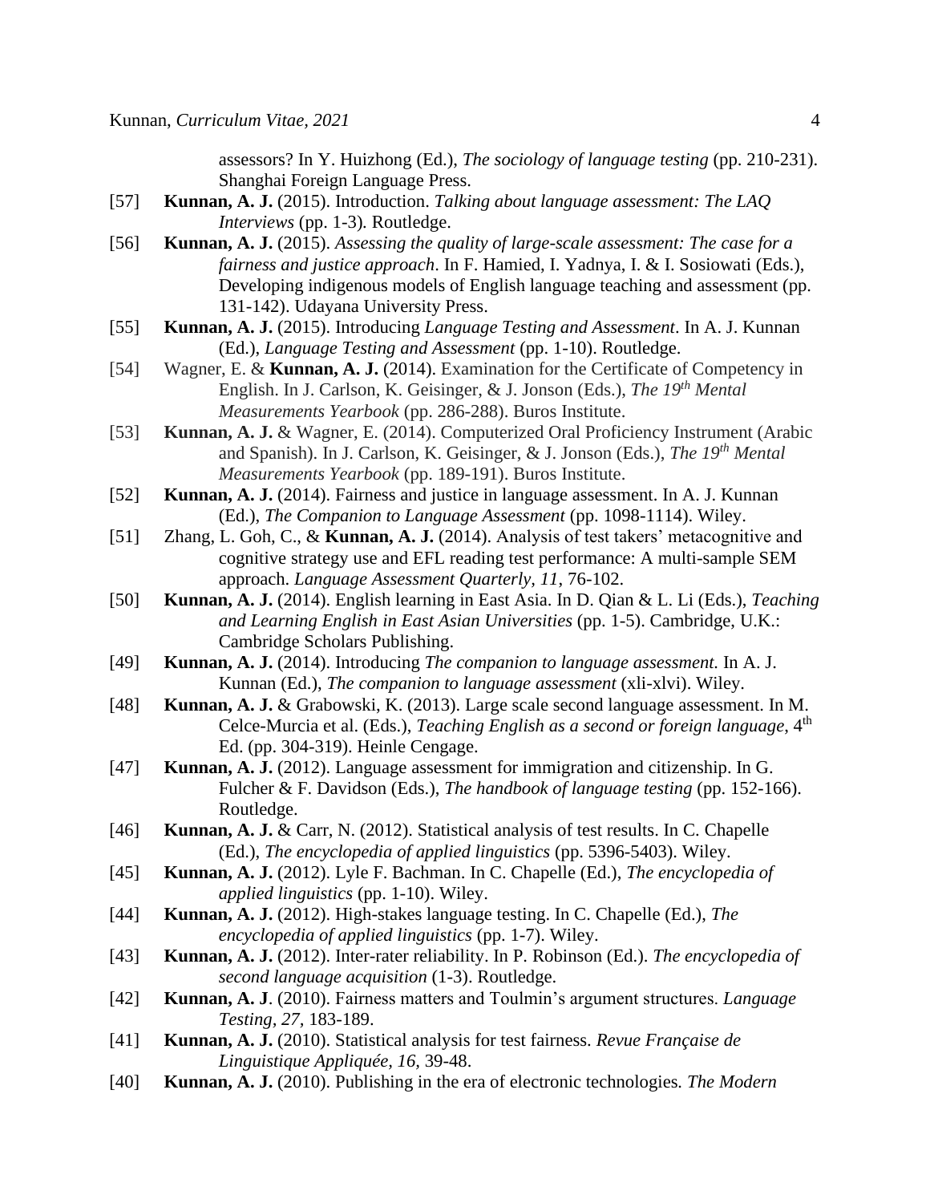assessors? In Y. Huizhong (Ed.), *The sociology of language testing* (pp. 210-231). Shanghai Foreign Language Press.

[57] **Kunnan, A. J.** (2015). Introduction. *Talking about language assessment: The LAQ Interviews* (pp. 1-3). Routledge.

[56] **Kunnan, A. J.** (2015). *Assessing the quality of large-scale assessment: The case for a fairness and justice approach*. In F. Hamied, I. Yadnya, I. & I. Sosiowati (Eds.), Developing indigenous models of English language teaching and assessment (pp. 131-142). Udayana University Press.

[55] **Kunnan, A. J.** (2015). Introducing *Language Testing and Assessment*. In A. J. Kunnan (Ed.), *Language Testing and Assessment* (pp. 1-10). Routledge.

[54] Wagner, E. & **Kunnan, A. J.** (2014). Examination for the Certificate of Competency in English. In J. Carlson, K. Geisinger, & J. Jonson (Eds.), *The 19th Mental Measurements Yearbook* (pp. 286-288). Buros Institute.

[53] **Kunnan, A. J.** & Wagner, E. (2014). Computerized Oral Proficiency Instrument (Arabic and Spanish). In J. Carlson, K. Geisinger, & J. Jonson (Eds.), *The 19th Mental Measurements Yearbook* (pp. 189-191). Buros Institute.

[52] **Kunnan, A. J.** (2014). Fairness and justice in language assessment. In A. J. Kunnan (Ed.), *The Companion to Language Assessment* (pp. 1098-1114). Wiley.

[51] Zhang, L. Goh, C., & **Kunnan, A. J.** (2014). Analysis of test takers' metacognitive and cognitive strategy use and EFL reading test performance: A multi-sample SEM approach. *Language Assessment Quarterly, 11*, 76-102.

[50] **Kunnan, A. J.** (2014). English learning in East Asia. In D. Qian & L. Li (Eds.), *Teaching and Learning English in East Asian Universities* (pp. 1-5). Cambridge, U.K.: Cambridge Scholars Publishing.

[49] **Kunnan, A. J.** (2014). Introducing *The companion to language assessment.* In A. J. Kunnan (Ed.), *The companion to language assessment* (xli-xlvi). Wiley.

[48] **Kunnan, A. J.** & Grabowski, K. (2013). Large scale second language assessment. In M. Celce-Murcia et al. (Eds.), *Teaching English as a second or foreign language*, 4th Ed. (pp. 304-319). Heinle Cengage.

[47] **Kunnan, A. J.** (2012). Language assessment for immigration and citizenship. In G. Fulcher & F. Davidson (Eds.), *The handbook of language testing* (pp. 152-166). Routledge.

[46] **Kunnan, A. J.** & Carr, N. (2012). Statistical analysis of test results. In C. Chapelle (Ed.), *The encyclopedia of applied linguistics* (pp. 5396-5403). Wiley.

[45] **Kunnan, A. J.** (2012). Lyle F. Bachman. In C. Chapelle (Ed.), *The encyclopedia of applied linguistics* (pp. 1-10). Wiley.

[44] **Kunnan, A. J.** (2012). High-stakes language testing. In C. Chapelle (Ed.), *The encyclopedia of applied linguistics* (pp. 1-7). Wiley.

[43] **Kunnan, A. J.** (2012). Inter-rater reliability. In P. Robinson (Ed.). *The encyclopedia of second language acquisition* (1-3). Routledge.

[42] **Kunnan, A. J**. (2010). Fairness matters and Toulmin's argument structures. *Language Testing, 27*, 183-189.

[41] **Kunnan, A. J.** (2010). Statistical analysis for test fairness. *Revue Française de Linguistique Appliquée, 16*, 39-48.

[40] **Kunnan, A. J.** (2010). Publishing in the era of electronic technologies*. The Modern*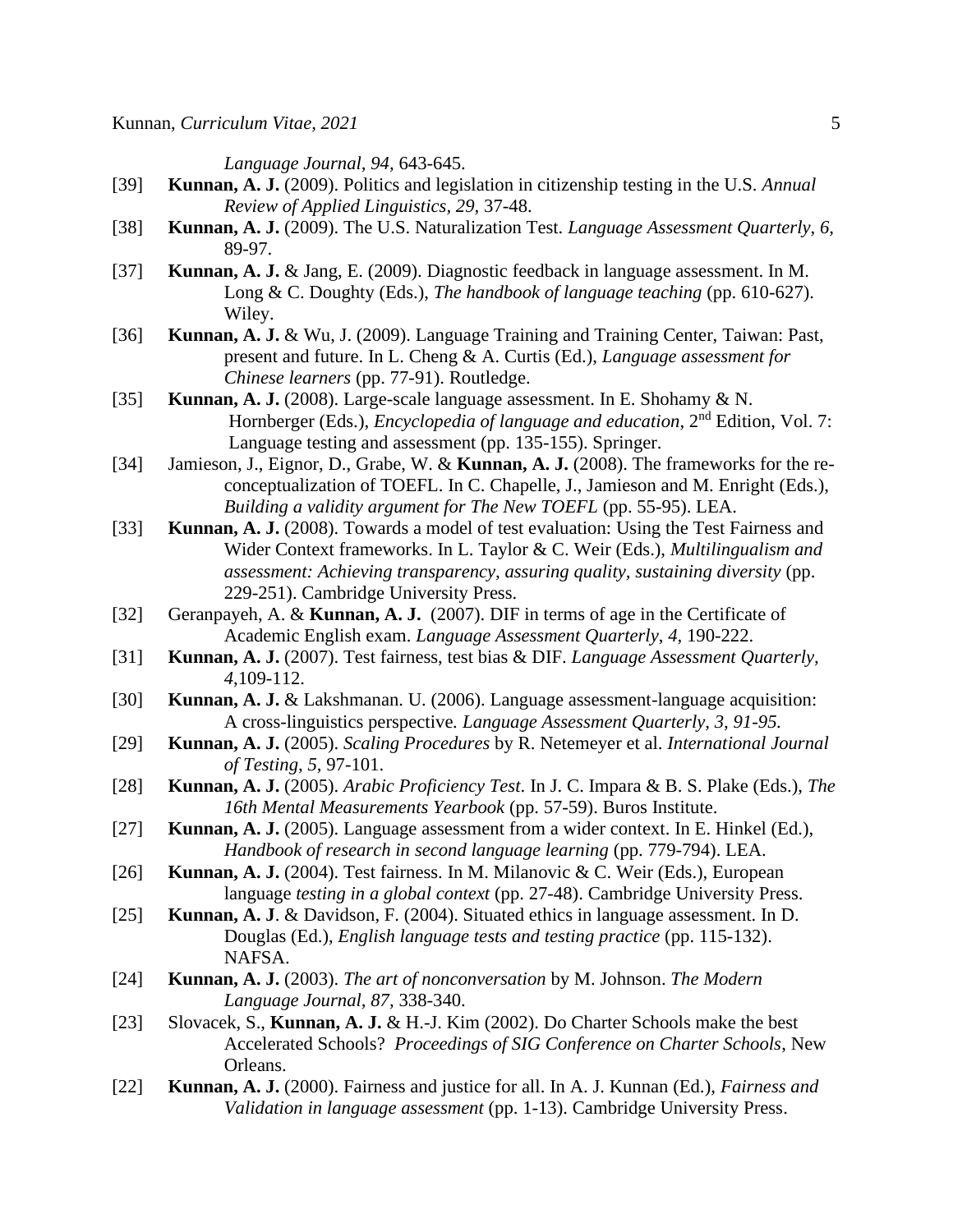*Language Journal, 94*, 643-645.

[39] **Kunnan, A. J.** (2009). Politics and legislation in citizenship testing in the U.S. *Annual Review of Applied Linguistics, 29,* 37-48.

[38] **Kunnan, A. J.** (2009). The U.S. Naturalization Test. *Language Assessment Quarterly, 6*, 89-97.

[37] **Kunnan, A. J.** & Jang, E. (2009). Diagnostic feedback in language assessment. In M. Long & C. Doughty (Eds.), *The handbook of language teaching* (pp. 610-627). Wiley.

[36] **Kunnan, A. J.** & Wu, J. (2009). Language Training and Training Center, Taiwan: Past, present and future. In L. Cheng & A. Curtis (Ed.), *Language assessment for Chinese learners* (pp. 77-91). Routledge.

[35] **Kunnan, A. J.** (2008). Large-scale language assessment. In E. Shohamy & N. Hornberger (Eds.), *Encyclopedia of language and education*, 2nd Edition, Vol. 7: Language testing and assessment (pp. 135-155). Springer.

[34] Jamieson, J., Eignor, D., Grabe, W. & **Kunnan, A. J.** (2008). The frameworks for the re-conceptualization of TOEFL. In C. Chapelle, J., Jamieson and M. Enright (Eds.), *Building a validity argument for The New TOEFL* (pp. 55-95). LEA.

[33] **Kunnan, A. J.** (2008). Towards a model of test evaluation: Using the Test Fairness and Wider Context frameworks. In L. Taylor & C. Weir (Eds.), *Multilingualism and assessment: Achieving transparency, assuring quality, sustaining diversity* (pp. 229-251). Cambridge University Press.

[32] Geranpayeh, A. & **Kunnan, A. J.** (2007). DIF in terms of age in the Certificate of Academic English exam. *Language Assessment Quarterly*, *4*, 190-222.

[31] **Kunnan, A. J.** (2007). Test fairness, test bias & DIF. *Language Assessment Quarterly*, *4*,109-112.

[30] **Kunnan, A. J.** & Lakshmanan. U. (2006). Language assessment-language acquisition: A cross-linguistics perspective*. Language Assessment Quarterly, 3, 91-95.*

[29] **Kunnan, A. J.** (2005). *Scaling Procedures* by R. Netemeyer et al. *International Journal of Testing*, *5*, 97-101.

[28] **Kunnan, A. J.** (2005). *Arabic Proficiency Test*. In J. C. Impara & B. S. Plake (Eds.), *The 16th Mental Measurements Yearbook* (pp. 57-59). Buros Institute.

[27] **Kunnan, A. J.** (2005). Language assessment from a wider context. In E. Hinkel (Ed.), *Handbook of research in second language learning* (pp. 779-794). LEA.

[26] **Kunnan, A. J.** (2004). Test fairness. In M. Milanovic & C. Weir (Eds.), European language *testing in a global context* (pp. 27-48). Cambridge University Press.

[25] **Kunnan, A. J**. & Davidson, F. (2004). Situated ethics in language assessment. In D. Douglas (Ed.), *English language tests and testing practice* (pp. 115-132). NAFSA.

[24] **Kunnan, A. J.** (2003). *The art of nonconversation* by M. Johnson. *The Modern Language Journal*, *87,* 338-340.

[23] Slovacek, S., **Kunnan, A. J.** & H.-J. Kim (2002). Do Charter Schools make the best Accelerated Schools? *Proceedings of SIG Conference on Charter Schools*, New Orleans.

[22] **Kunnan, A. J.** (2000). Fairness and justice for all. In A. J. Kunnan (Ed.), *Fairness and Validation in language assessment* (pp. 1-13). Cambridge University Press.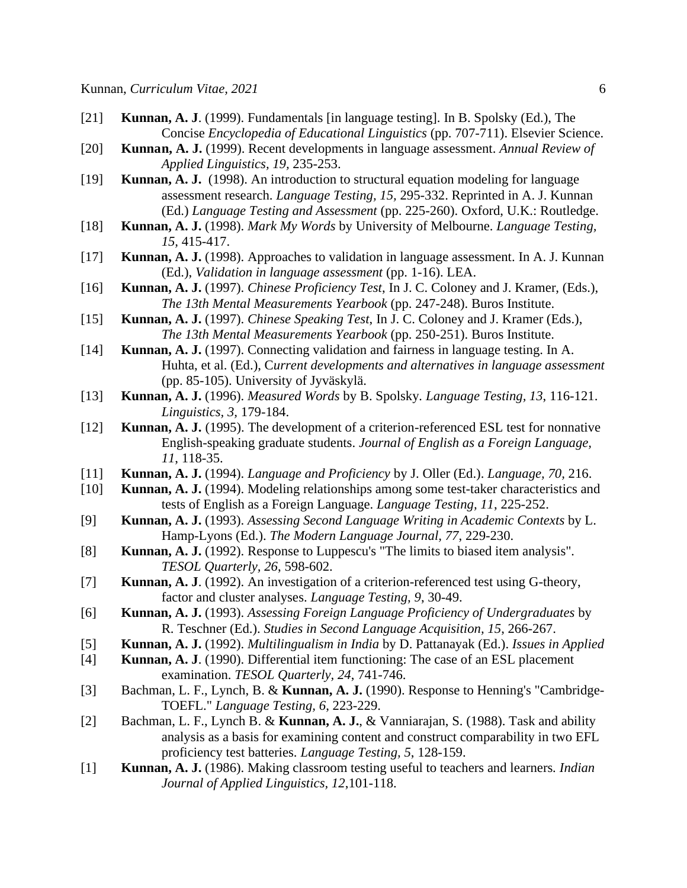[21] **Kunnan, A. J**. (1999). Fundamentals [in language testing]. In B. Spolsky (Ed.), The Concise *Encyclopedia of Educational Linguistics* (pp. 707-711). Elsevier Science.

[20] **Kunnan, A. J.** (1999). Recent developments in language assessment. *Annual Review of Applied Linguistics, 19,* 235-253.

[19] **Kunnan, A. J.** (1998). An introduction to structural equation modeling for language assessment research. *Language Testing, 15,* 295-332. Reprinted in A. J. Kunnan (Ed.) *Language Testing and Assessment* (pp. 225-260). Oxford, U.K.: Routledge.

[18] **Kunnan, A. J.** (1998). *Mark My Words* by University of Melbourne. *Language Testing, 15,* 415-417.

[17] **Kunnan, A. J.** (1998). Approaches to validation in language assessment. In A. J. Kunnan (Ed.), *Validation in language assessment* (pp. 1-16). LEA.

[16] **Kunnan, A. J.** (1997). *Chinese Proficiency Test*, In J. C. Coloney and J. Kramer, (Eds.), *The 13th Mental Measurements Yearbook* (pp. 247-248). Buros Institute.

[15] **Kunnan, A. J.** (1997). *Chinese Speaking Test*, In J. C. Coloney and J. Kramer (Eds.), *The 13th Mental Measurements Yearbook* (pp. 250-251). Buros Institute.

[14] **Kunnan, A. J.** (1997). Connecting validation and fairness in language testing. In A. Huhta, et al. (Ed.), C*urrent developments and alternatives in language assessment* (pp. 85-105). University of Jyväskylä.

[13] **Kunnan, A. J.** (1996). *Measured Words* by B. Spolsky. *Language Testing, 13,* 116-121. *Linguistics, 3,* 179-184.

[12] **Kunnan, A. J.** (1995). The development of a criterion-referenced ESL test for nonnative English-speaking graduate students. *Journal of English as a Foreign Language, 11*, 118-35.

[11] **Kunnan, A. J.** (1994). *Language and Proficiency* by J. Oller (Ed.). *Language, 70,* 216.

[10] **Kunnan, A. J.** (1994). Modeling relationships among some test-taker characteristics and tests of English as a Foreign Language. *Language Testing, 11*, 225-252.

[9] **Kunnan, A. J.** (1993). *Assessing Second Language Writing in Academic Contexts* by L. Hamp-Lyons (Ed.). *The Modern Language Journal, 77,* 229-230.

[8] **Kunnan, A. J.** (1992). Response to Luppescu's "The limits to biased item analysis". *TESOL Quarterly, 26*, 598-602.

[7] **Kunnan, A. J**. (1992). An investigation of a criterion-referenced test using G-theory, factor and cluster analyses. *Language Testing, 9,* 30-49.

[6] **Kunnan, A. J.** (1993). *Assessing Foreign Language Proficiency of Undergraduates* by R. Teschner (Ed.). *Studies in Second Language Acquisition, 15*, 266-267.

[5] **Kunnan, A. J.** (1992). *Multilingualism in India* by D. Pattanayak (Ed.). *Issues in Applied*

[4] **Kunnan, A. J**. (1990). Differential item functioning: The case of an ESL placement examination. *TESOL Quarterly, 24*, 741-746.

[3] Bachman, L. F., Lynch, B. & **Kunnan, A. J.** (1990). Response to Henning's "Cambridge-TOEFL." *Language Testing, 6*, 223-229.

[2] Bachman, L. F., Lynch B. & **Kunnan, A. J.**, & Vanniarajan, S. (1988). Task and ability analysis as a basis for examining content and construct comparability in two EFL proficiency test batteries. *Language Testing, 5*, 128-159.

[1] **Kunnan, A. J.** (1986). Making classroom testing useful to teachers and learners. *Indian Journal of Applied Linguistics, 12*,101-118.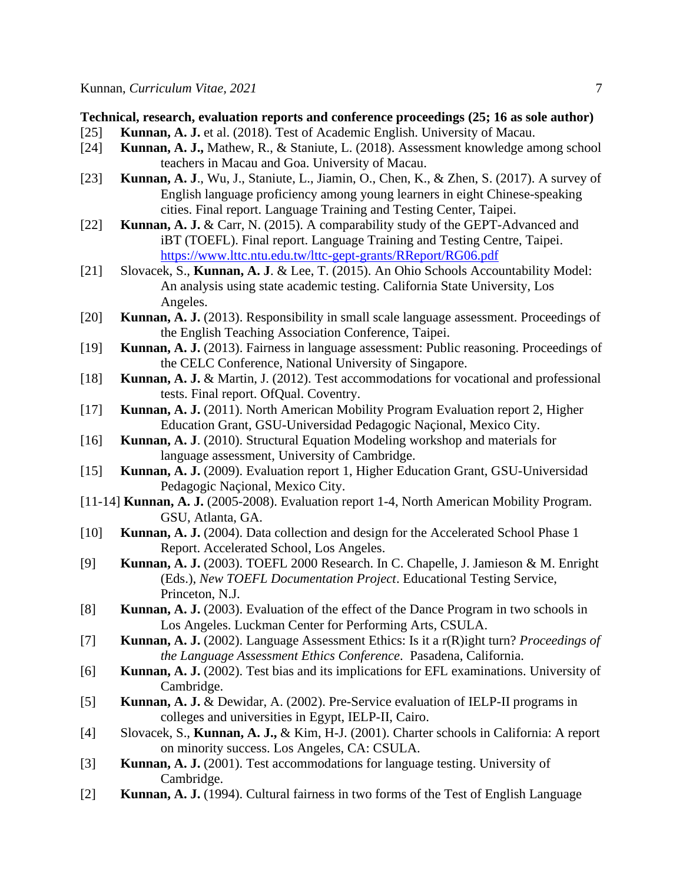**Technical, research, evaluation reports and conference proceedings (25; 16 as sole author)**

[25] **Kunnan, A. J.** et al. (2018). Test of Academic English. University of Macau.

[24] **Kunnan, A. J.,** Mathew, R., & Staniute, L. (2018). Assessment knowledge among school teachers in Macau and Goa. University of Macau.

[23] **Kunnan, A. J**., Wu, J., Staniute, L., Jiamin, O., Chen, K., & Zhen, S. (2017). A survey of English language proficiency among young learners in eight Chinese-speaking cities. Final report. Language Training and Testing Center, Taipei.

[22] **Kunnan, A. J.** & Carr, N. (2015). A comparability study of the GEPT-Advanced and iBT (TOEFL). Final report. Language Training and Testing Centre, Taipei. https://www.lttc.ntu.edu.tw/lttc-gept-grants/RReport/RG06.pdf

[21] Slovacek, S., **Kunnan, A. J**. & Lee, T. (2015). An Ohio Schools Accountability Model: An analysis using state academic testing. California State University, Los Angeles.

[20] **Kunnan, A. J.** (2013). Responsibility in small scale language assessment. Proceedings of the English Teaching Association Conference, Taipei.

[19] **Kunnan, A. J.** (2013). Fairness in language assessment: Public reasoning. Proceedings of the CELC Conference, National University of Singapore.

[18] **Kunnan, A. J.** & Martin, J. (2012). Test accommodations for vocational and professional tests. Final report. OfQual. Coventry.

[17] **Kunnan, A. J.** (2011). North American Mobility Program Evaluation report 2, Higher Education Grant, GSU-Universidad Pedagogic Naçional, Mexico City.

[16] **Kunnan, A. J**. (2010). Structural Equation Modeling workshop and materials for language assessment, University of Cambridge.

[15] **Kunnan, A. J.** (2009). Evaluation report 1, Higher Education Grant, GSU-Universidad Pedagogic Naçional, Mexico City.

[11-14] **Kunnan, A. J.** (2005-2008). Evaluation report 1-4, North American Mobility Program. GSU, Atlanta, GA.

[10] **Kunnan, A. J.** (2004). Data collection and design for the Accelerated School Phase 1 Report. Accelerated School, Los Angeles.

[9] **Kunnan, A. J.** (2003). TOEFL 2000 Research. In C. Chapelle, J. Jamieson & M. Enright (Eds.), *New TOEFL Documentation Project*. Educational Testing Service, Princeton, N.J.

[8] **Kunnan, A. J.** (2003). Evaluation of the effect of the Dance Program in two schools in Los Angeles. Luckman Center for Performing Arts, CSULA.

[7] **Kunnan, A. J.** (2002). Language Assessment Ethics: Is it a r(R)ight turn? *Proceedings of the Language Assessment Ethics Conference*. Pasadena, California.

[6] **Kunnan, A. J.** (2002). Test bias and its implications for EFL examinations. University of Cambridge.

[5] **Kunnan, A. J.** & Dewidar, A. (2002). Pre-Service evaluation of IELP-II programs in colleges and universities in Egypt, IELP-II, Cairo.

[4] Slovacek, S., **Kunnan, A. J.,** & Kim, H-J. (2001). Charter schools in California: A report on minority success. Los Angeles, CA: CSULA.

[3] **Kunnan, A. J.** (2001). Test accommodations for language testing. University of Cambridge.

[2] **Kunnan, A. J.** (1994). Cultural fairness in two forms of the Test of English Language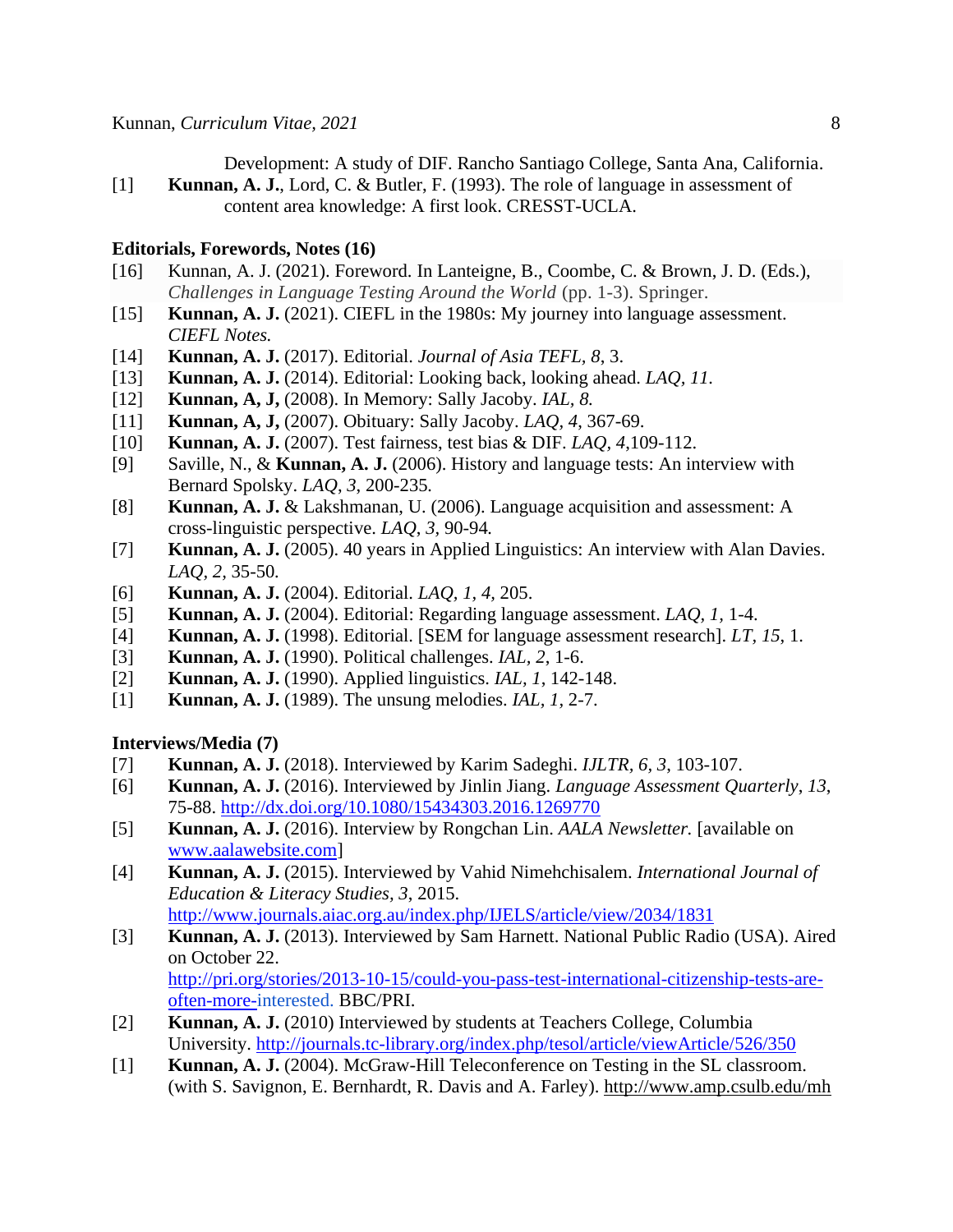Development: A study of DIF. Rancho Santiago College, Santa Ana, California.

[1] **Kunnan, A. J.**, Lord, C. & Butler, F. (1993). The role of language in assessment of content area knowledge: A first look. CRESST-UCLA.

**Editorials, Forewords, Notes (16)**

[16] Kunnan, A. J. (2021). Foreword. In Lanteigne, B., Coombe, C. & Brown, J. D. (Eds.), *Challenges in Language Testing Around the World* (pp. 1-3). Springer.

[15] **Kunnan, A. J.** (2021). CIEFL in the 1980s: My journey into language assessment. *CIEFL Notes.*

[14] **Kunnan, A. J.** (2017). Editorial. *Journal of Asia TEFL, 8*, 3.

[13] **Kunnan, A. J.** (2014). Editorial: Looking back, looking ahead. *LAQ, 11.*

[12] **Kunnan, A, J,** (2008). In Memory: Sally Jacoby. *IAL, 8.*

[11] **Kunnan, A, J,** (2007). Obituary: Sally Jacoby. *LAQ, 4*, 367-69.

[10] **Kunnan, A. J.** (2007). Test fairness, test bias & DIF. *LAQ, 4,*109-112.

[9] Saville, N., & **Kunnan, A. J.** (2006). History and language tests: An interview with Bernard Spolsky. *LAQ, 3*, 200-235.

[8] **Kunnan, A. J.** & Lakshmanan, U. (2006). Language acquisition and assessment: A cross-linguistic perspective. *LAQ, 3,* 90-94.

[7] **Kunnan, A. J.** (2005). 40 years in Applied Linguistics: An interview with Alan Davies. *LAQ, 2,* 35-50.

[6] **Kunnan, A. J.** (2004). Editorial. *LAQ, 1, 4,* 205.

[5] **Kunnan, A. J.** (2004). Editorial: Regarding language assessment. *LAQ, 1,* 1-4.

[4] **Kunnan, A. J.** (1998). Editorial. [SEM for language assessment research]. *LT, 15,* 1.

[3] **Kunnan, A. J.** (1990). Political challenges. *IAL, 2*, 1-6.

[2] **Kunnan, A. J.** (1990). Applied linguistics. *IAL, 1*, 142-148.

[1] **Kunnan, A. J.** (1989). The unsung melodies. *IAL, 1,* 2-7.

**Interviews/Media (7)**

[7] **Kunnan, A. J.** (2018). Interviewed by Karim Sadeghi. *IJLTR, 6, 3,* 103-107.

[6] **Kunnan, A. J.** (2016). Interviewed by Jinlin Jiang. *Language Assessment Quarterly*, *13*, 75-88. http://dx.doi.org/10.1080/15434303.2016.1269770

[5] **Kunnan, A. J.** (2016). Interview by Rongchan Lin. *AALA Newsletter.* [available on www.aalawebsite.com]

[4] **Kunnan, A. J.** (2015). Interviewed by Vahid Nimehchisalem. *International Journal of Education & Literacy Studies, 3*, 2015. http://www.journals.aiac.org.au/index.php/IJELS/article/view/2034/1831

[3] **Kunnan, A. J.** (2013). Interviewed by Sam Harnett. National Public Radio (USA). Aired on October 22. http://pri.org/stories/2013-10-15/could-you-pass-test-international-citizenship-tests-are-often-more-interested. BBC/PRI.

[2] **Kunnan, A. J.** (2010) Interviewed by students at Teachers College, Columbia University. http://journals.tc-library.org/index.php/tesol/article/viewArticle/526/350

[1] **Kunnan, A. J.** (2004). McGraw-Hill Teleconference on Testing in the SL classroom. (with S. Savignon, E. Bernhardt, R. Davis and A. Farley). http://www.amp.csulb.edu/mh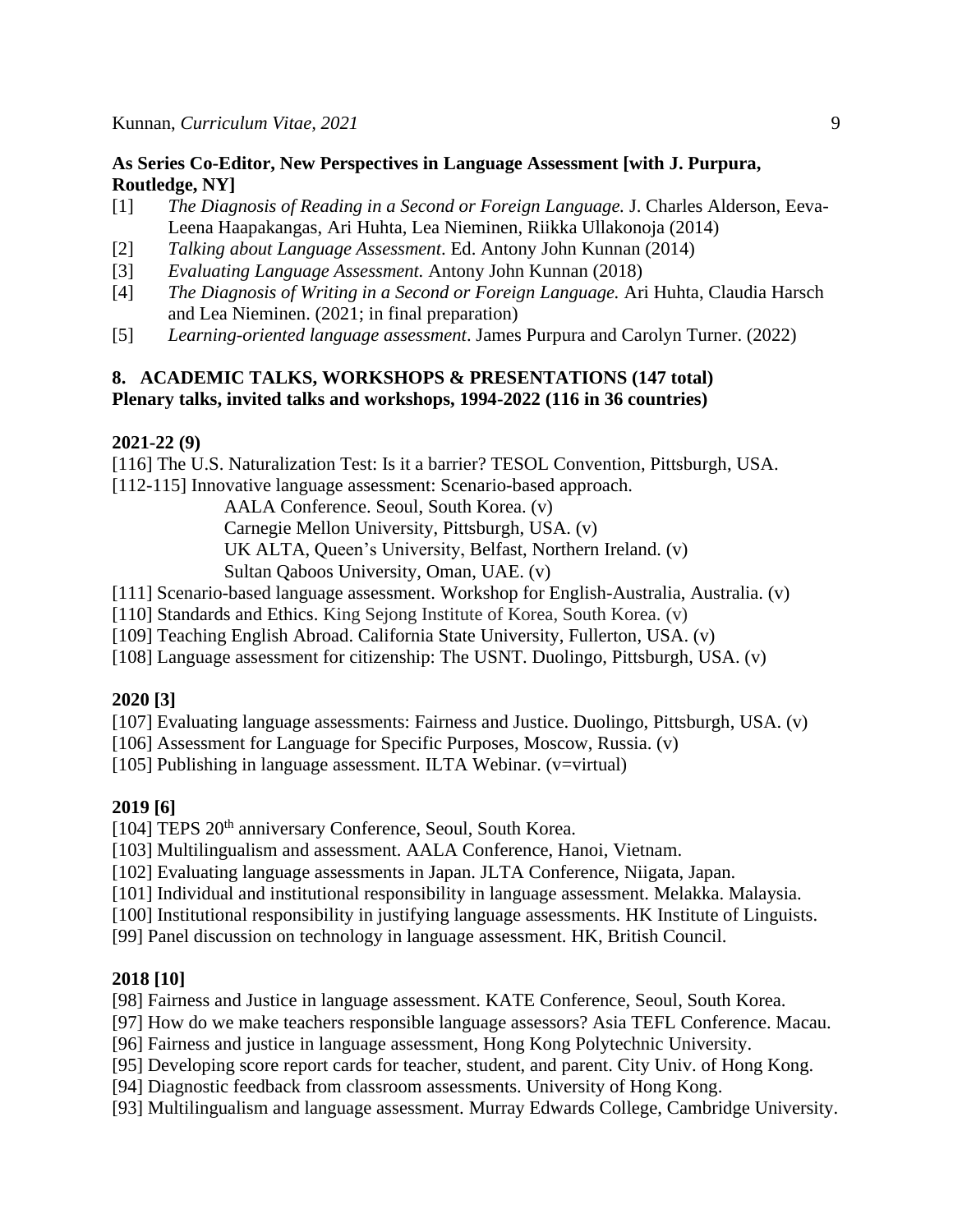**As Series Co-Editor, New Perspectives in Language Assessment [with J. Purpura, Routledge, NY]**

[1] *The Diagnosis of Reading in a Second or Foreign Language.* J. Charles Alderson, Eeva-Leena Haapakangas, Ari Huhta, Lea Nieminen, Riikka Ullakonoja (2014)

[2] *Talking about Language Assessment*. Ed. Antony John Kunnan (2014)

[3] *Evaluating Language Assessment.* Antony John Kunnan (2018)

[4] *The Diagnosis of Writing in a Second or Foreign Language.* Ari Huhta, Claudia Harsch and Lea Nieminen. (2021; in final preparation)

[5] *Learning-oriented language assessment*. James Purpura and Carolyn Turner. (2022)

## 8. ACADEMIC TALKS, WORKSHOPS & PRESENTATIONS (147 total)

**Plenary talks, invited talks and workshops, 1994-2022 (116 in 36 countries)**

**2021-22 (9)**

[116] The U.S. Naturalization Test: Is it a barrier? TESOL Convention, Pittsburgh, USA.

[112-115] Innovative language assessment: Scenario-based approach.
AALA Conference. Seoul, South Korea. (v)
Carnegie Mellon University, Pittsburgh, USA. (v)
UK ALTA, Queen's University, Belfast, Northern Ireland. (v)
Sultan Qaboos University, Oman, UAE. (v)

[111] Scenario-based language assessment. Workshop for English-Australia, Australia. (v)

[110] Standards and Ethics. King Sejong Institute of Korea, South Korea. (v)

[109] Teaching English Abroad. California State University, Fullerton, USA. (v)

[108] Language assessment for citizenship: The USNT. Duolingo, Pittsburgh, USA. (v)

**2020 [3]**

[107] Evaluating language assessments: Fairness and Justice. Duolingo, Pittsburgh, USA. (v)

[106] Assessment for Language for Specific Purposes, Moscow, Russia. (v)

[105] Publishing in language assessment. ILTA Webinar. (v=virtual)

**2019 [6]**

[104] TEPS 20th anniversary Conference, Seoul, South Korea.

[103] Multilingualism and assessment. AALA Conference, Hanoi, Vietnam.

[102] Evaluating language assessments in Japan. JLTA Conference, Niigata, Japan.

[101] Individual and institutional responsibility in language assessment. Melakka. Malaysia.

[100] Institutional responsibility in justifying language assessments. HK Institute of Linguists.

[99] Panel discussion on technology in language assessment. HK, British Council.

**2018 [10]**

[98] Fairness and Justice in language assessment. KATE Conference, Seoul, South Korea.

[97] How do we make teachers responsible language assessors? Asia TEFL Conference. Macau.

[96] Fairness and justice in language assessment, Hong Kong Polytechnic University.

[95] Developing score report cards for teacher, student, and parent. City Univ. of Hong Kong.

[94] Diagnostic feedback from classroom assessments. University of Hong Kong.

[93] Multilingualism and language assessment. Murray Edwards College, Cambridge University.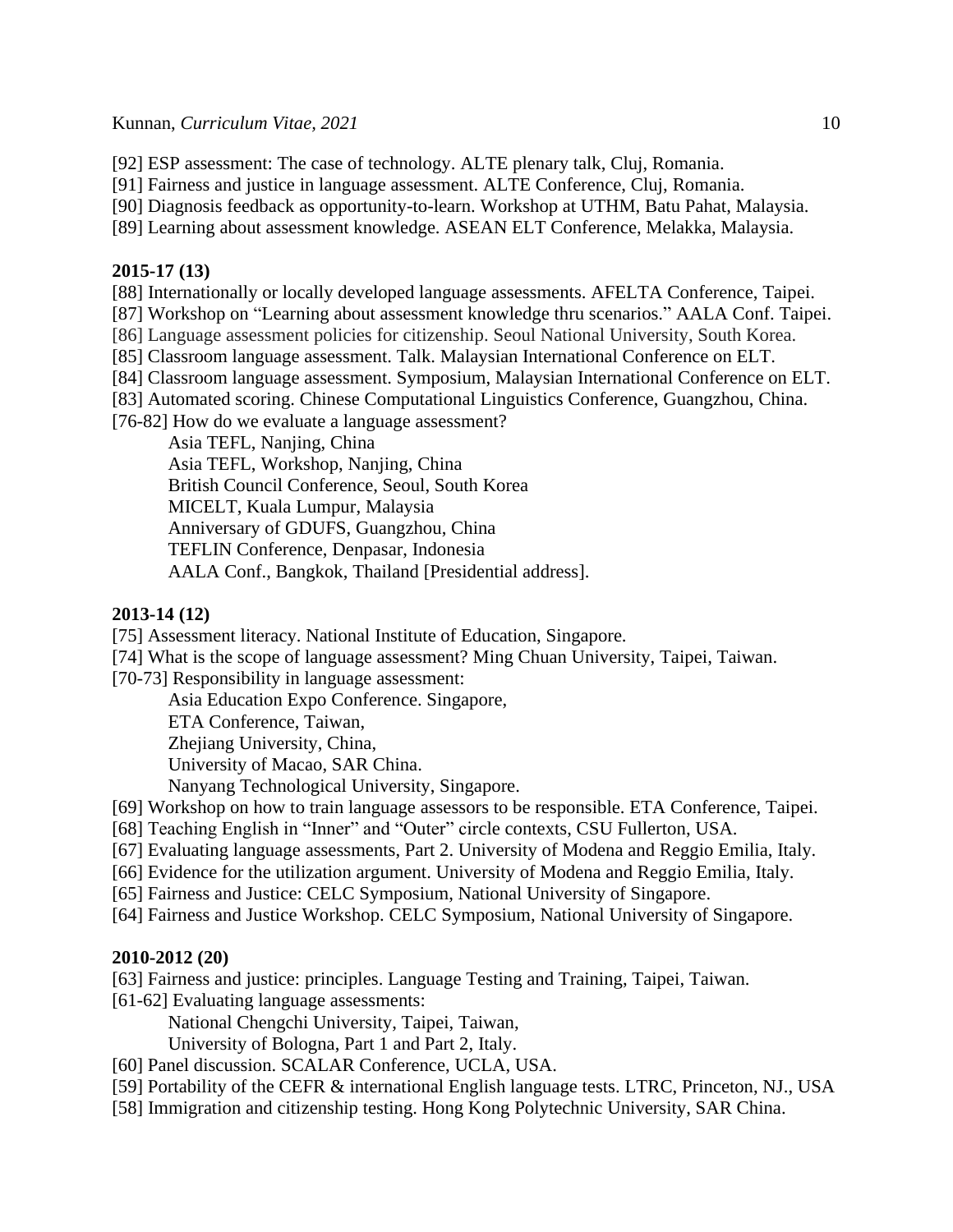[92] ESP assessment: The case of technology. ALTE plenary talk, Cluj, Romania.
[91] Fairness and justice in language assessment. ALTE Conference, Cluj, Romania.
[90] Diagnosis feedback as opportunity-to-learn. Workshop at UTHM, Batu Pahat, Malaysia.
[89] Learning about assessment knowledge. ASEAN ELT Conference, Melakka, Malaysia.

**2015-17 (13)**

[88] Internationally or locally developed language assessments. AFELTA Conference, Taipei.
[87] Workshop on "Learning about assessment knowledge thru scenarios." AALA Conf. Taipei.
[86] Language assessment policies for citizenship. Seoul National University, South Korea.
[85] Classroom language assessment. Talk. Malaysian International Conference on ELT.
[84] Classroom language assessment. Symposium, Malaysian International Conference on ELT.
[83] Automated scoring. Chinese Computational Linguistics Conference, Guangzhou, China.
[76-82] How do we evaluate a language assessment?
    Asia TEFL, Nanjing, China
    Asia TEFL, Workshop, Nanjing, China
    British Council Conference, Seoul, South Korea
    MICELT, Kuala Lumpur, Malaysia
    Anniversary of GDUFS, Guangzhou, China
    TEFLIN Conference, Denpasar, Indonesia
    AALA Conf., Bangkok, Thailand [Presidential address].

**2013-14 (12)**

[75] Assessment literacy. National Institute of Education, Singapore.
[74] What is the scope of language assessment? Ming Chuan University, Taipei, Taiwan.
[70-73] Responsibility in language assessment:
    Asia Education Expo Conference. Singapore,
    ETA Conference, Taiwan,
    Zhejiang University, China,
    University of Macao, SAR China.
    Nanyang Technological University, Singapore.
[69] Workshop on how to train language assessors to be responsible. ETA Conference, Taipei.
[68] Teaching English in "Inner" and "Outer" circle contexts, CSU Fullerton, USA.
[67] Evaluating language assessments, Part 2. University of Modena and Reggio Emilia, Italy.
[66] Evidence for the utilization argument. University of Modena and Reggio Emilia, Italy.
[65] Fairness and Justice: CELC Symposium, National University of Singapore.
[64] Fairness and Justice Workshop. CELC Symposium, National University of Singapore.

**2010-2012 (20)**

[63] Fairness and justice: principles. Language Testing and Training, Taipei, Taiwan.
[61-62] Evaluating language assessments:
    National Chengchi University, Taipei, Taiwan,
    University of Bologna, Part 1 and Part 2, Italy.
[60] Panel discussion. SCALAR Conference, UCLA, USA.
[59] Portability of the CEFR & international English language tests. LTRC, Princeton, NJ., USA
[58] Immigration and citizenship testing. Hong Kong Polytechnic University, SAR China.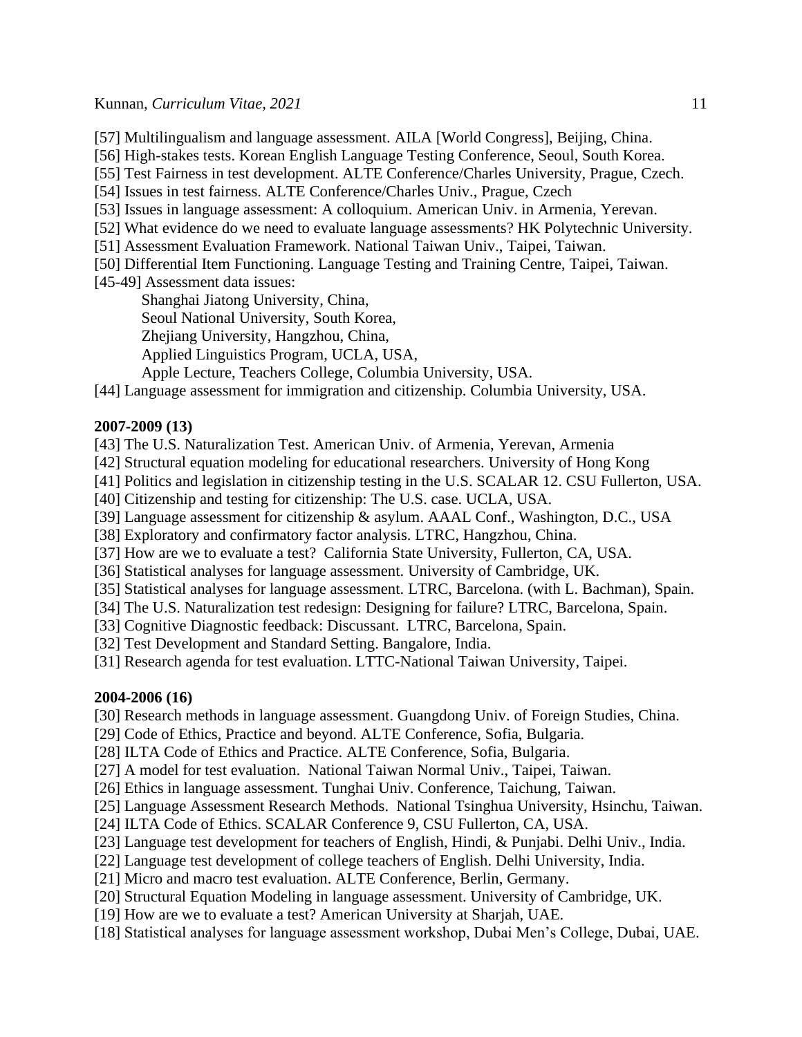[57] Multilingualism and language assessment. AILA [World Congress], Beijing, China.
[56] High-stakes tests. Korean English Language Testing Conference, Seoul, South Korea.
[55] Test Fairness in test development. ALTE Conference/Charles University, Prague, Czech.
[54] Issues in test fairness. ALTE Conference/Charles Univ., Prague, Czech
[53] Issues in language assessment: A colloquium. American Univ. in Armenia, Yerevan.
[52] What evidence do we need to evaluate language assessments? HK Polytechnic University.
[51] Assessment Evaluation Framework. National Taiwan Univ., Taipei, Taiwan.
[50] Differential Item Functioning. Language Testing and Training Centre, Taipei, Taiwan.
[45-49] Assessment data issues:
  Shanghai Jiatong University, China,
  Seoul National University, South Korea,
  Zhejiang University, Hangzhou, China,
  Applied Linguistics Program, UCLA, USA,
  Apple Lecture, Teachers College, Columbia University, USA.
[44] Language assessment for immigration and citizenship. Columbia University, USA.

**2007-2009 (13)**

[43] The U.S. Naturalization Test. American Univ. of Armenia, Yerevan, Armenia
[42] Structural equation modeling for educational researchers. University of Hong Kong
[41] Politics and legislation in citizenship testing in the U.S. SCALAR 12. CSU Fullerton, USA.
[40] Citizenship and testing for citizenship: The U.S. case. UCLA, USA.
[39] Language assessment for citizenship & asylum. AAAL Conf., Washington, D.C., USA
[38] Exploratory and confirmatory factor analysis. LTRC, Hangzhou, China.
[37] How are we to evaluate a test? California State University, Fullerton, CA, USA.
[36] Statistical analyses for language assessment. University of Cambridge, UK.
[35] Statistical analyses for language assessment. LTRC, Barcelona. (with L. Bachman), Spain.
[34] The U.S. Naturalization test redesign: Designing for failure? LTRC, Barcelona, Spain.
[33] Cognitive Diagnostic feedback: Discussant. LTRC, Barcelona, Spain.
[32] Test Development and Standard Setting. Bangalore, India.
[31] Research agenda for test evaluation. LTTC-National Taiwan University, Taipei.

**2004-2006 (16)**

[30] Research methods in language assessment. Guangdong Univ. of Foreign Studies, China.
[29] Code of Ethics, Practice and beyond. ALTE Conference, Sofia, Bulgaria.
[28] ILTA Code of Ethics and Practice. ALTE Conference, Sofia, Bulgaria.
[27] A model for test evaluation. National Taiwan Normal Univ., Taipei, Taiwan.
[26] Ethics in language assessment. Tunghai Univ. Conference, Taichung, Taiwan.
[25] Language Assessment Research Methods. National Tsinghua University, Hsinchu, Taiwan.
[24] ILTA Code of Ethics. SCALAR Conference 9, CSU Fullerton, CA, USA.
[23] Language test development for teachers of English, Hindi, & Punjabi. Delhi Univ., India.
[22] Language test development of college teachers of English. Delhi University, India.
[21] Micro and macro test evaluation. ALTE Conference, Berlin, Germany.
[20] Structural Equation Modeling in language assessment. University of Cambridge, UK.
[19] How are we to evaluate a test? American University at Sharjah, UAE.
[18] Statistical analyses for language assessment workshop, Dubai Men's College, Dubai, UAE.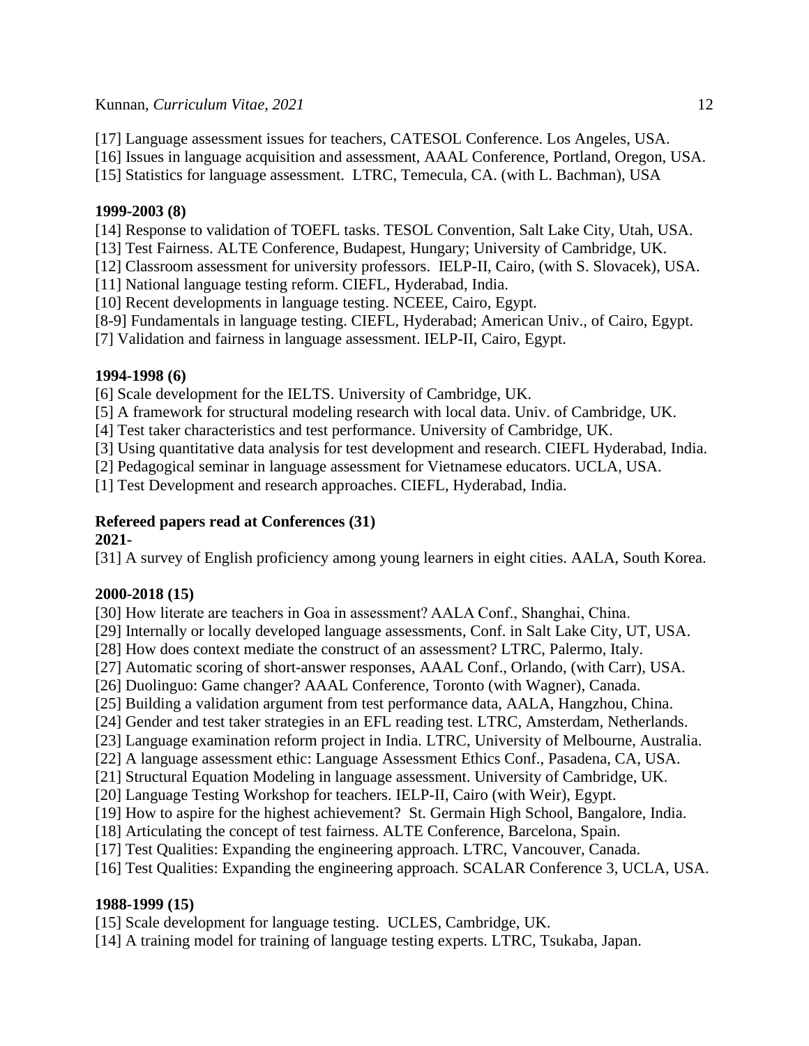[17] Language assessment issues for teachers, CATESOL Conference. Los Angeles, USA.
[16] Issues in language acquisition and assessment, AAAL Conference, Portland, Oregon, USA.
[15] Statistics for language assessment. LTRC, Temecula, CA. (with L. Bachman), USA

**1999-2003 (8)**

[14] Response to validation of TOEFL tasks. TESOL Convention, Salt Lake City, Utah, USA.
[13] Test Fairness. ALTE Conference, Budapest, Hungary; University of Cambridge, UK.
[12] Classroom assessment for university professors. IELP-II, Cairo, (with S. Slovacek), USA.
[11] National language testing reform. CIEFL, Hyderabad, India.
[10] Recent developments in language testing. NCEEE, Cairo, Egypt.
[8-9] Fundamentals in language testing. CIEFL, Hyderabad; American Univ., of Cairo, Egypt.
[7] Validation and fairness in language assessment. IELP-II, Cairo, Egypt.

**1994-1998 (6)**

[6] Scale development for the IELTS. University of Cambridge, UK.
[5] A framework for structural modeling research with local data. Univ. of Cambridge, UK.
[4] Test taker characteristics and test performance. University of Cambridge, UK.
[3] Using quantitative data analysis for test development and research. CIEFL Hyderabad, India.
[2] Pedagogical seminar in language assessment for Vietnamese educators. UCLA, USA.
[1] Test Development and research approaches. CIEFL, Hyderabad, India.

**Refereed papers read at Conferences (31)**

**2021-**

[31] A survey of English proficiency among young learners in eight cities. AALA, South Korea.

**2000-2018 (15)**

[30] How literate are teachers in Goa in assessment? AALA Conf., Shanghai, China.
[29] Internally or locally developed language assessments, Conf. in Salt Lake City, UT, USA.
[28] How does context mediate the construct of an assessment? LTRC, Palermo, Italy.
[27] Automatic scoring of short-answer responses, AAAL Conf., Orlando, (with Carr), USA.
[26] Duolinguo: Game changer? AAAL Conference, Toronto (with Wagner), Canada.
[25] Building a validation argument from test performance data, AALA, Hangzhou, China.
[24] Gender and test taker strategies in an EFL reading test. LTRC, Amsterdam, Netherlands.
[23] Language examination reform project in India. LTRC, University of Melbourne, Australia.
[22] A language assessment ethic: Language Assessment Ethics Conf., Pasadena, CA, USA.
[21] Structural Equation Modeling in language assessment. University of Cambridge, UK.
[20] Language Testing Workshop for teachers. IELP-II, Cairo (with Weir), Egypt.
[19] How to aspire for the highest achievement? St. Germain High School, Bangalore, India.
[18] Articulating the concept of test fairness. ALTE Conference, Barcelona, Spain.
[17] Test Qualities: Expanding the engineering approach. LTRC, Vancouver, Canada.
[16] Test Qualities: Expanding the engineering approach. SCALAR Conference 3, UCLA, USA.

**1988-1999 (15)**

[15] Scale development for language testing. UCLES, Cambridge, UK.
[14] A training model for training of language testing experts. LTRC, Tsukaba, Japan.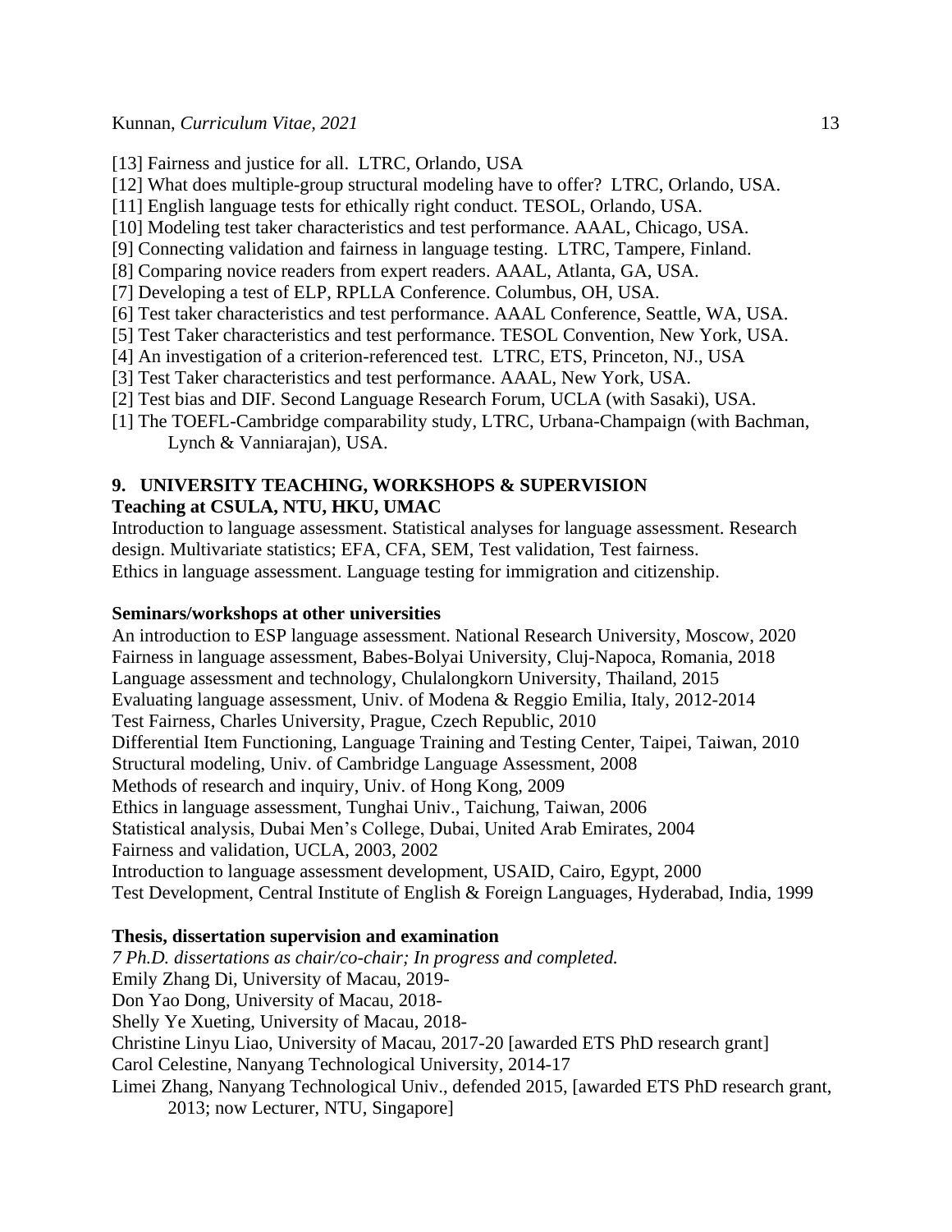[13] Fairness and justice for all. LTRC, Orlando, USA

[12] What does multiple-group structural modeling have to offer? LTRC, Orlando, USA.

[11] English language tests for ethically right conduct. TESOL, Orlando, USA.

[10] Modeling test taker characteristics and test performance. AAAL, Chicago, USA.

[9] Connecting validation and fairness in language testing. LTRC, Tampere, Finland.

[8] Comparing novice readers from expert readers. AAAL, Atlanta, GA, USA.

[7] Developing a test of ELP, RPLLA Conference. Columbus, OH, USA.

[6] Test taker characteristics and test performance. AAAL Conference, Seattle, WA, USA.

[5] Test Taker characteristics and test performance. TESOL Convention, New York, USA.

[4] An investigation of a criterion-referenced test. LTRC, ETS, Princeton, NJ., USA

[3] Test Taker characteristics and test performance. AAAL, New York, USA.

[2] Test bias and DIF. Second Language Research Forum, UCLA (with Sasaki), USA.

[1] The TOEFL-Cambridge comparability study, LTRC, Urbana-Champaign (with Bachman, Lynch & Vanniarajan), USA.

## 9. UNIVERSITY TEACHING, WORKSHOPS & SUPERVISION

**Teaching at CSULA, NTU, HKU, UMAC**

Introduction to language assessment. Statistical analyses for language assessment. Research design. Multivariate statistics; EFA, CFA, SEM, Test validation, Test fairness. Ethics in language assessment. Language testing for immigration and citizenship.

**Seminars/workshops at other universities**

An introduction to ESP language assessment. National Research University, Moscow, 2020
Fairness in language assessment, Babes-Bolyai University, Cluj-Napoca, Romania, 2018
Language assessment and technology, Chulalongkorn University, Thailand, 2015
Evaluating language assessment, Univ. of Modena & Reggio Emilia, Italy, 2012-2014
Test Fairness, Charles University, Prague, Czech Republic, 2010
Differential Item Functioning, Language Training and Testing Center, Taipei, Taiwan, 2010
Structural modeling, Univ. of Cambridge Language Assessment, 2008
Methods of research and inquiry, Univ. of Hong Kong, 2009
Ethics in language assessment, Tunghai Univ., Taichung, Taiwan, 2006
Statistical analysis, Dubai Men's College, Dubai, United Arab Emirates, 2004
Fairness and validation, UCLA, 2003, 2002
Introduction to language assessment development, USAID, Cairo, Egypt, 2000
Test Development, Central Institute of English & Foreign Languages, Hyderabad, India, 1999

**Thesis, dissertation supervision and examination**

*7 Ph.D. dissertations as chair/co-chair; In progress and completed.*

Emily Zhang Di, University of Macau, 2019-
Don Yao Dong, University of Macau, 2018-
Shelly Ye Xueting, University of Macau, 2018-
Christine Linyu Liao, University of Macau, 2017-20 [awarded ETS PhD research grant]
Carol Celestine, Nanyang Technological University, 2014-17
Limei Zhang, Nanyang Technological Univ., defended 2015, [awarded ETS PhD research grant, 2013; now Lecturer, NTU, Singapore]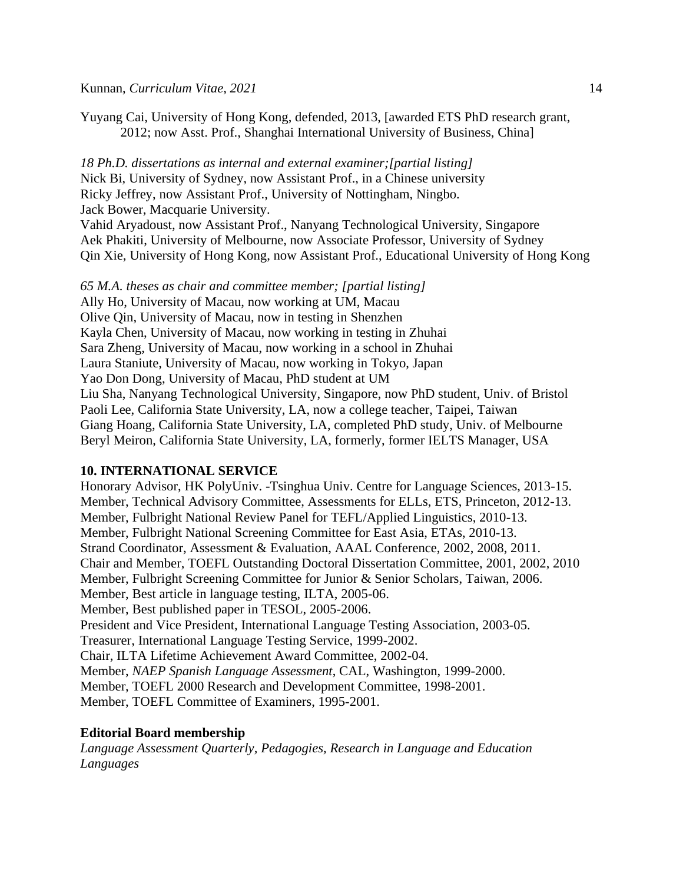Yuyang Cai, University of Hong Kong, defended, 2013, [awarded ETS PhD research grant, 2012; now Asst. Prof., Shanghai International University of Business, China]

*18 Ph.D. dissertations as internal and external examiner;[partial listing]*
Nick Bi, University of Sydney, now Assistant Prof., in a Chinese university
Ricky Jeffrey, now Assistant Prof., University of Nottingham, Ningbo.
Jack Bower, Macquarie University.
Vahid Aryadoust, now Assistant Prof., Nanyang Technological University, Singapore
Aek Phakiti, University of Melbourne, now Associate Professor, University of Sydney
Qin Xie, University of Hong Kong, now Assistant Prof., Educational University of Hong Kong

*65 M.A. theses as chair and committee member; [partial listing]*
Ally Ho, University of Macau, now working at UM, Macau
Olive Qin, University of Macau, now in testing in Shenzhen
Kayla Chen, University of Macau, now working in testing in Zhuhai
Sara Zheng, University of Macau, now working in a school in Zhuhai
Laura Staniute, University of Macau, now working in Tokyo, Japan
Yao Don Dong, University of Macau, PhD student at UM
Liu Sha, Nanyang Technological University, Singapore, now PhD student, Univ. of Bristol
Paoli Lee, California State University, LA, now a college teacher, Taipei, Taiwan
Giang Hoang, California State University, LA, completed PhD study, Univ. of Melbourne
Beryl Meiron, California State University, LA, formerly, former IELTS Manager, USA

**10. INTERNATIONAL SERVICE**

Honorary Advisor, HK PolyUniv. -Tsinghua Univ. Centre for Language Sciences, 2013-15.
Member, Technical Advisory Committee, Assessments for ELLs, ETS, Princeton, 2012-13.
Member, Fulbright National Review Panel for TEFL/Applied Linguistics, 2010-13.
Member, Fulbright National Screening Committee for East Asia, ETAs, 2010-13.
Strand Coordinator, Assessment & Evaluation, AAAL Conference, 2002, 2008, 2011.
Chair and Member, TOEFL Outstanding Doctoral Dissertation Committee, 2001, 2002, 2010
Member, Fulbright Screening Committee for Junior & Senior Scholars, Taiwan, 2006.
Member, Best article in language testing, ILTA, 2005-06.
Member, Best published paper in TESOL, 2005-2006.
President and Vice President, International Language Testing Association, 2003-05.
Treasurer, International Language Testing Service, 1999-2002.
Chair, ILTA Lifetime Achievement Award Committee, 2002-04.
Member, *NAEP Spanish Language Assessment*, CAL, Washington, 1999-2000.
Member, TOEFL 2000 Research and Development Committee, 1998-2001.
Member, TOEFL Committee of Examiners, 1995-2001.

**Editorial Board membership**

*Language Assessment Quarterly, Pedagogies, Research in Language and Education Languages*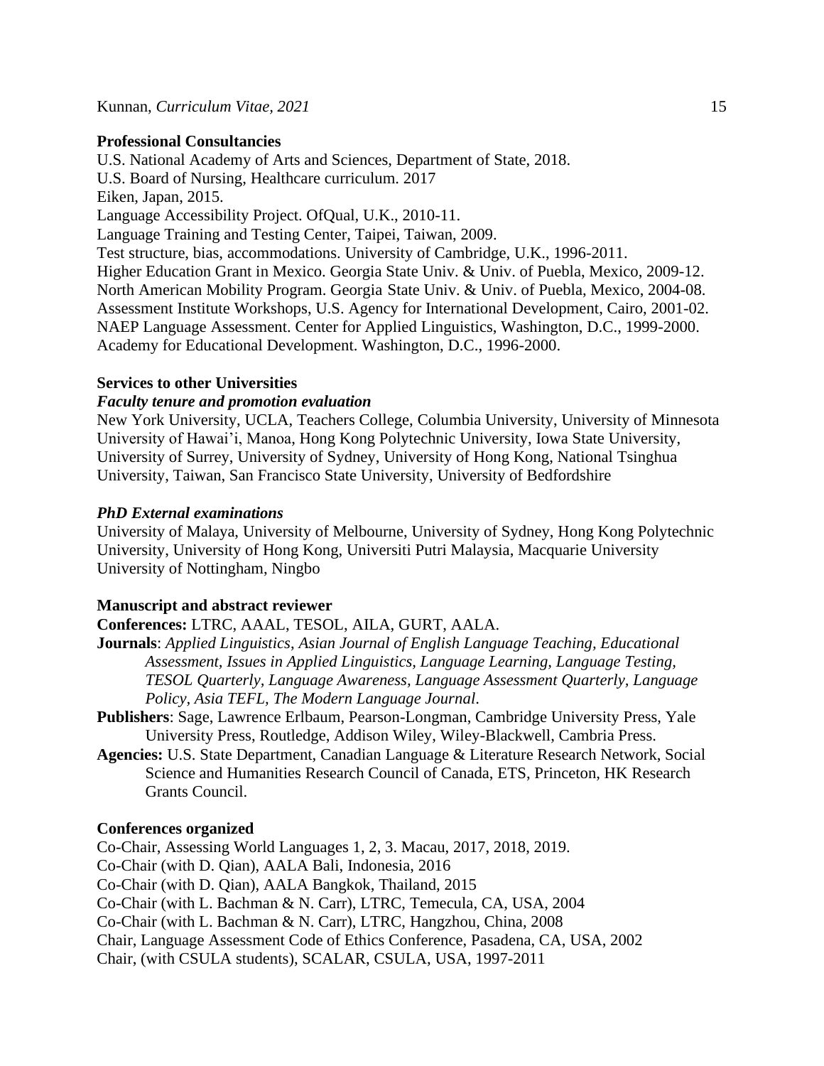**Professional Consultancies**

U.S. National Academy of Arts and Sciences, Department of State, 2018.
U.S. Board of Nursing, Healthcare curriculum. 2017
Eiken, Japan, 2015.
Language Accessibility Project. OfQual, U.K., 2010-11.
Language Training and Testing Center, Taipei, Taiwan, 2009.
Test structure, bias, accommodations. University of Cambridge, U.K., 1996-2011.
Higher Education Grant in Mexico. Georgia State Univ. & Univ. of Puebla, Mexico, 2009-12.
North American Mobility Program. Georgia State Univ. & Univ. of Puebla, Mexico, 2004-08.
Assessment Institute Workshops, U.S. Agency for International Development, Cairo, 2001-02.
NAEP Language Assessment. Center for Applied Linguistics, Washington, D.C., 1999-2000.
Academy for Educational Development. Washington, D.C., 1996-2000.

**Services to other Universities**

***Faculty tenure and promotion evaluation***

New York University, UCLA, Teachers College, Columbia University, University of Minnesota University of Hawai'i, Manoa, Hong Kong Polytechnic University, Iowa State University, University of Surrey, University of Sydney, University of Hong Kong, National Tsinghua University, Taiwan, San Francisco State University, University of Bedfordshire

***PhD External examinations***

University of Malaya, University of Melbourne, University of Sydney, Hong Kong Polytechnic University, University of Hong Kong, Universiti Putri Malaysia, Macquarie University University of Nottingham, Ningbo

**Manuscript and abstract reviewer**

**Conferences:** LTRC, AAAL, TESOL, AILA, GURT, AALA.

**Journals**: *Applied Linguistics, Asian Journal of English Language Teaching, Educational Assessment, Issues in Applied Linguistics, Language Learning, Language Testing, TESOL Quarterly, Language Awareness, Language Assessment Quarterly, Language Policy, Asia TEFL, The Modern Language Journal*.

**Publishers**: Sage, Lawrence Erlbaum, Pearson-Longman, Cambridge University Press, Yale University Press, Routledge, Addison Wiley, Wiley-Blackwell, Cambria Press.

**Agencies:** U.S. State Department, Canadian Language & Literature Research Network, Social Science and Humanities Research Council of Canada, ETS, Princeton, HK Research Grants Council.

**Conferences organized**

Co-Chair, Assessing World Languages 1, 2, 3. Macau, 2017, 2018, 2019.
Co-Chair (with D. Qian), AALA Bali, Indonesia, 2016
Co-Chair (with D. Qian), AALA Bangkok, Thailand, 2015
Co-Chair (with L. Bachman & N. Carr), LTRC, Temecula, CA, USA, 2004
Co-Chair (with L. Bachman & N. Carr), LTRC, Hangzhou, China, 2008
Chair, Language Assessment Code of Ethics Conference, Pasadena, CA, USA, 2002
Chair, (with CSULA students), SCALAR, CSULA, USA, 1997-2011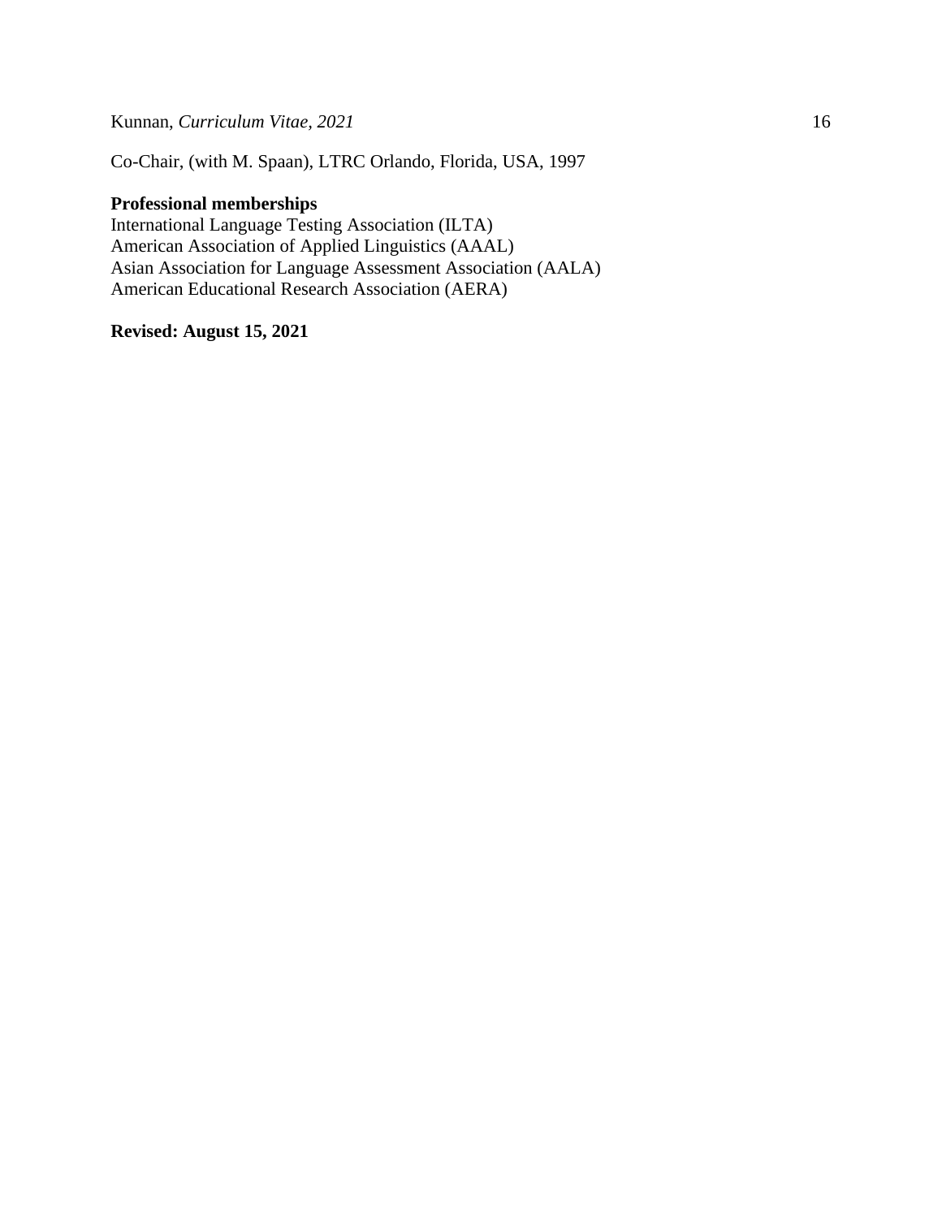Co-Chair, (with M. Spaan), LTRC Orlando, Florida, USA, 1997

**Professional memberships**
International Language Testing Association (ILTA)
American Association of Applied Linguistics (AAAL)
Asian Association for Language Assessment Association (AALA)
American Educational Research Association (AERA)

**Revised: August 15, 2021**